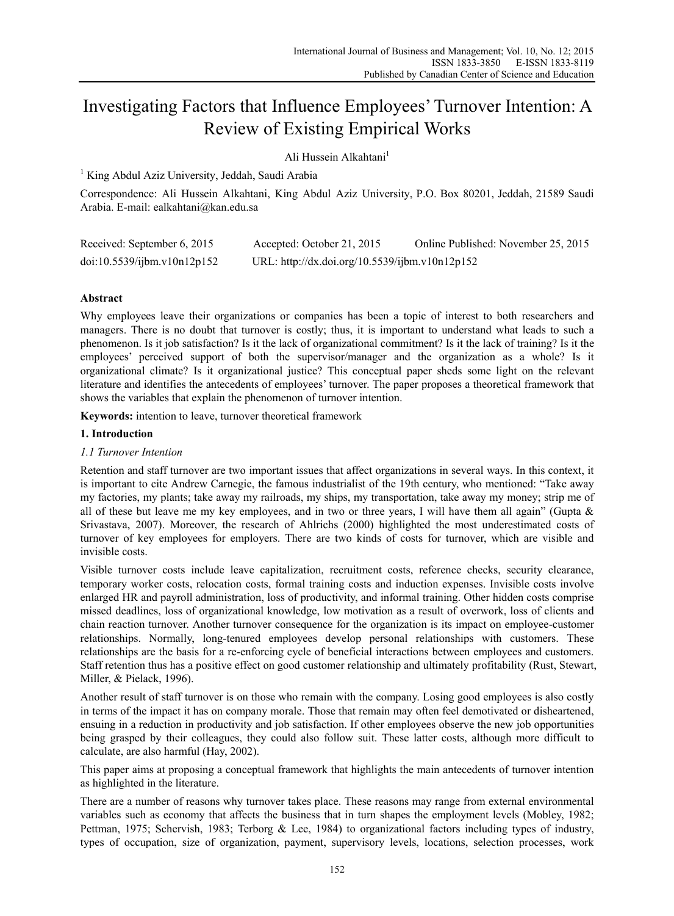# Investigating Factors that Influence Employees' Turnover Intention: A Review of Existing Empirical Works

Ali Hussein Alkahtani[1]

[1] King Abdul Aziz University, Jeddah, Saudi Arabia

Correspondence: Ali Hussein Alkahtani, King Abdul Aziz University, P.O. Box 80201, Jeddah, 21589 Saudi Arabia. E-mail: ealkahtani@kan.edu.sa

Received: September 6, 2015 Accepted: October 21, 2015 Online Published: November 25, 2015

doi:10.5539/ijbm.v10n12p152 URL: http://dx.doi.org/10.5539/ijbm.v10n12p152

## Abstract

Why employees leave their organizations or companies has been a topic of interest to both researchers and managers. There is no doubt that turnover is costly; thus, it is important to understand what leads to such a phenomenon. Is it job satisfaction? Is it the lack of organizational commitment? Is it the lack of training? Is it the employees' perceived support of both the supervisor/manager and the organization as a whole? Is it organizational climate? Is it organizational justice? This conceptual paper sheds some light on the relevant literature and identifies the antecedents of employees' turnover. The paper proposes a theoretical framework that shows the variables that explain the phenomenon of turnover intention.

**Keywords:** intention to leave, turnover theoretical framework

## 1. Introduction

### *1.1 Turnover Intention*

Retention and staff turnover are two important issues that affect organizations in several ways. In this context, it is important to cite Andrew Carnegie, the famous industrialist of the 19th century, who mentioned: "Take away my factories, my plants; take away my railroads, my ships, my transportation, take away my money; strip me of all of these but leave me my key employees, and in two or three years, I will have them all again" (Gupta & Srivastava, 2007). Moreover, the research of Ahlrichs (2000) highlighted the most underestimated costs of turnover of key employees for employers. There are two kinds of costs for turnover, which are visible and invisible costs.

Visible turnover costs include leave capitalization, recruitment costs, reference checks, security clearance, temporary worker costs, relocation costs, formal training costs and induction expenses. Invisible costs involve enlarged HR and payroll administration, loss of productivity, and informal training. Other hidden costs comprise missed deadlines, loss of organizational knowledge, low motivation as a result of overwork, loss of clients and chain reaction turnover. Another turnover consequence for the organization is its impact on employee-customer relationships. Normally, long-tenured employees develop personal relationships with customers. These relationships are the basis for a re-enforcing cycle of beneficial interactions between employees and customers. Staff retention thus has a positive effect on good customer relationship and ultimately profitability (Rust, Stewart, Miller, & Pielack, 1996).

Another result of staff turnover is on those who remain with the company. Losing good employees is also costly in terms of the impact it has on company morale. Those that remain may often feel demotivated or disheartened, ensuing in a reduction in productivity and job satisfaction. If other employees observe the new job opportunities being grasped by their colleagues, they could also follow suit. These latter costs, although more difficult to calculate, are also harmful (Hay, 2002).

This paper aims at proposing a conceptual framework that highlights the main antecedents of turnover intention as highlighted in the literature.

There are a number of reasons why turnover takes place. These reasons may range from external environmental variables such as economy that affects the business that in turn shapes the employment levels (Mobley, 1982; Pettman, 1975; Schervish, 1983; Terborg & Lee, 1984) to organizational factors including types of industry, types of occupation, size of organization, payment, supervisory levels, locations, selection processes, work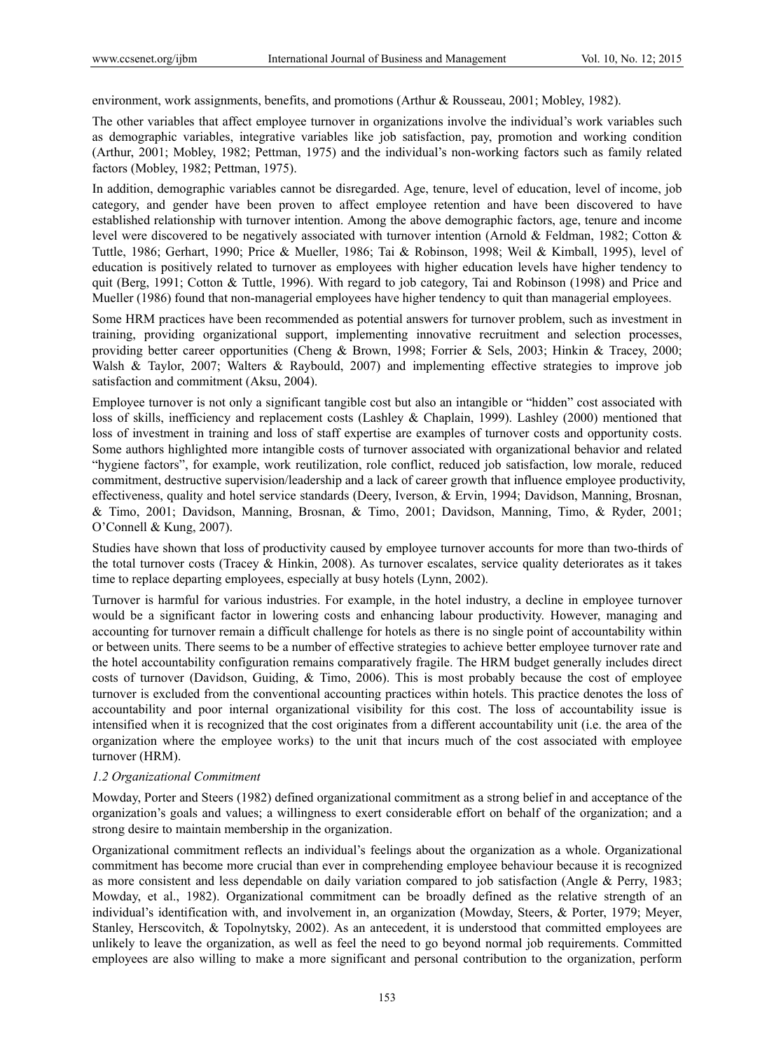environment, work assignments, benefits, and promotions (Arthur & Rousseau, 2001; Mobley, 1982).

The other variables that affect employee turnover in organizations involve the individual's work variables such as demographic variables, integrative variables like job satisfaction, pay, promotion and working condition (Arthur, 2001; Mobley, 1982; Pettman, 1975) and the individual's non-working factors such as family related factors (Mobley, 1982; Pettman, 1975).

In addition, demographic variables cannot be disregarded. Age, tenure, level of education, level of income, job category, and gender have been proven to affect employee retention and have been discovered to have established relationship with turnover intention. Among the above demographic factors, age, tenure and income level were discovered to be negatively associated with turnover intention (Arnold & Feldman, 1982; Cotton & Tuttle, 1986; Gerhart, 1990; Price & Mueller, 1986; Tai & Robinson, 1998; Weil & Kimball, 1995), level of education is positively related to turnover as employees with higher education levels have higher tendency to quit (Berg, 1991; Cotton & Tuttle, 1996). With regard to job category, Tai and Robinson (1998) and Price and Mueller (1986) found that non-managerial employees have higher tendency to quit than managerial employees.

Some HRM practices have been recommended as potential answers for turnover problem, such as investment in training, providing organizational support, implementing innovative recruitment and selection processes, providing better career opportunities (Cheng & Brown, 1998; Forrier & Sels, 2003; Hinkin & Tracey, 2000; Walsh & Taylor, 2007; Walters & Raybould, 2007) and implementing effective strategies to improve job satisfaction and commitment (Aksu, 2004).

Employee turnover is not only a significant tangible cost but also an intangible or "hidden" cost associated with loss of skills, inefficiency and replacement costs (Lashley & Chaplain, 1999). Lashley (2000) mentioned that loss of investment in training and loss of staff expertise are examples of turnover costs and opportunity costs. Some authors highlighted more intangible costs of turnover associated with organizational behavior and related "hygiene factors", for example, work reutilization, role conflict, reduced job satisfaction, low morale, reduced commitment, destructive supervision/leadership and a lack of career growth that influence employee productivity, effectiveness, quality and hotel service standards (Deery, Iverson, & Ervin, 1994; Davidson, Manning, Brosnan, & Timo, 2001; Davidson, Manning, Brosnan, & Timo, 2001; Davidson, Manning, Timo, & Ryder, 2001; O'Connell & Kung, 2007).

Studies have shown that loss of productivity caused by employee turnover accounts for more than two-thirds of the total turnover costs (Tracey & Hinkin, 2008). As turnover escalates, service quality deteriorates as it takes time to replace departing employees, especially at busy hotels (Lynn, 2002).

Turnover is harmful for various industries. For example, in the hotel industry, a decline in employee turnover would be a significant factor in lowering costs and enhancing labour productivity. However, managing and accounting for turnover remain a difficult challenge for hotels as there is no single point of accountability within or between units. There seems to be a number of effective strategies to achieve better employee turnover rate and the hotel accountability configuration remains comparatively fragile. The HRM budget generally includes direct costs of turnover (Davidson, Guiding, & Timo, 2006). This is most probably because the cost of employee turnover is excluded from the conventional accounting practices within hotels. This practice denotes the loss of accountability and poor internal organizational visibility for this cost. The loss of accountability issue is intensified when it is recognized that the cost originates from a different accountability unit (i.e. the area of the organization where the employee works) to the unit that incurs much of the cost associated with employee turnover (HRM).

### *1.2 Organizational Commitment*

Mowday, Porter and Steers (1982) defined organizational commitment as a strong belief in and acceptance of the organization's goals and values; a willingness to exert considerable effort on behalf of the organization; and a strong desire to maintain membership in the organization.

Organizational commitment reflects an individual's feelings about the organization as a whole. Organizational commitment has become more crucial than ever in comprehending employee behaviour because it is recognized as more consistent and less dependable on daily variation compared to job satisfaction (Angle & Perry, 1983; Mowday, et al., 1982). Organizational commitment can be broadly defined as the relative strength of an individual's identification with, and involvement in, an organization (Mowday, Steers, & Porter, 1979; Meyer, Stanley, Herscovitch, & Topolnytsky, 2002). As an antecedent, it is understood that committed employees are unlikely to leave the organization, as well as feel the need to go beyond normal job requirements. Committed employees are also willing to make a more significant and personal contribution to the organization, perform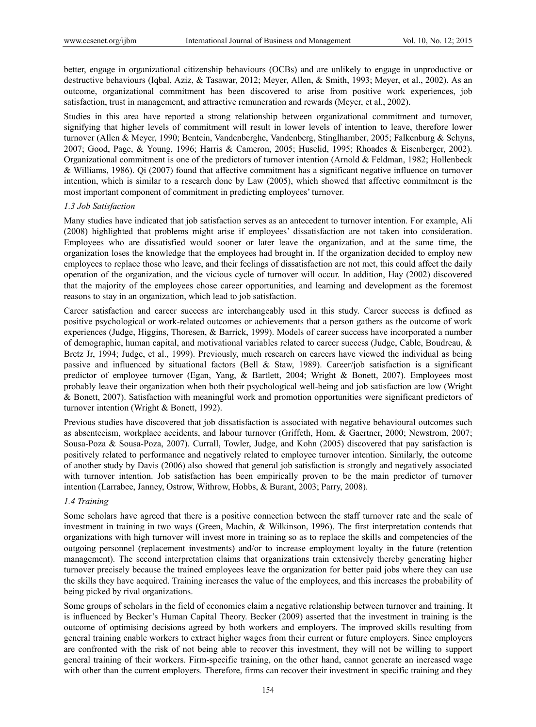better, engage in organizational citizenship behaviours (OCBs) and are unlikely to engage in unproductive or destructive behaviours (Iqbal, Aziz, & Tasawar, 2012; Meyer, Allen, & Smith, 1993; Meyer, et al., 2002). As an outcome, organizational commitment has been discovered to arise from positive work experiences, job satisfaction, trust in management, and attractive remuneration and rewards (Meyer, et al., 2002).

Studies in this area have reported a strong relationship between organizational commitment and turnover, signifying that higher levels of commitment will result in lower levels of intention to leave, therefore lower turnover (Allen & Meyer, 1990; Bentein, Vandenberghe, Vandenberg, Stinglhamber, 2005; Falkenburg & Schyns, 2007; Good, Page, & Young, 1996; Harris & Cameron, 2005; Huselid, 1995; Rhoades & Eisenberger, 2002). Organizational commitment is one of the predictors of turnover intention (Arnold & Feldman, 1982; Hollenbeck & Williams, 1986). Qi (2007) found that affective commitment has a significant negative influence on turnover intention, which is similar to a research done by Law (2005), which showed that affective commitment is the most important component of commitment in predicting employees' turnover.

### *1.3 Job Satisfaction*

Many studies have indicated that job satisfaction serves as an antecedent to turnover intention. For example, Ali (2008) highlighted that problems might arise if employees' dissatisfaction are not taken into consideration. Employees who are dissatisfied would sooner or later leave the organization, and at the same time, the organization loses the knowledge that the employees had brought in. If the organization decided to employ new employees to replace those who leave, and their feelings of dissatisfaction are not met, this could affect the daily operation of the organization, and the vicious cycle of turnover will occur. In addition, Hay (2002) discovered that the majority of the employees chose career opportunities, and learning and development as the foremost reasons to stay in an organization, which lead to job satisfaction.

Career satisfaction and career success are interchangeably used in this study. Career success is defined as positive psychological or work-related outcomes or achievements that a person gathers as the outcome of work experiences (Judge, Higgins, Thoresen, & Barrick, 1999). Models of career success have incorporated a number of demographic, human capital, and motivational variables related to career success (Judge, Cable, Boudreau, & Bretz Jr, 1994; Judge, et al., 1999). Previously, much research on careers have viewed the individual as being passive and influenced by situational factors (Bell & Staw, 1989). Career/job satisfaction is a significant predictor of employee turnover (Egan, Yang, & Bartlett, 2004; Wright & Bonett, 2007). Employees most probably leave their organization when both their psychological well-being and job satisfaction are low (Wright & Bonett, 2007). Satisfaction with meaningful work and promotion opportunities were significant predictors of turnover intention (Wright & Bonett, 1992).

Previous studies have discovered that job dissatisfaction is associated with negative behavioural outcomes such as absenteeism, workplace accidents, and labour turnover (Griffeth, Hom, & Gaertner, 2000; Newstrom, 2007; Sousa-Poza & Sousa-Poza, 2007). Currall, Towler, Judge, and Kohn (2005) discovered that pay satisfaction is positively related to performance and negatively related to employee turnover intention. Similarly, the outcome of another study by Davis (2006) also showed that general job satisfaction is strongly and negatively associated with turnover intention. Job satisfaction has been empirically proven to be the main predictor of turnover intention (Larrabee, Janney, Ostrow, Withrow, Hobbs, & Burant, 2003; Parry, 2008).

### *1.4 Training*

Some scholars have agreed that there is a positive connection between the staff turnover rate and the scale of investment in training in two ways (Green, Machin, & Wilkinson, 1996). The first interpretation contends that organizations with high turnover will invest more in training so as to replace the skills and competencies of the outgoing personnel (replacement investments) and/or to increase employment loyalty in the future (retention management). The second interpretation claims that organizations train extensively thereby generating higher turnover precisely because the trained employees leave the organization for better paid jobs where they can use the skills they have acquired. Training increases the value of the employees, and this increases the probability of being picked by rival organizations.

Some groups of scholars in the field of economics claim a negative relationship between turnover and training. It is influenced by Becker's Human Capital Theory. Becker (2009) asserted that the investment in training is the outcome of optimising decisions agreed by both workers and employers. The improved skills resulting from general training enable workers to extract higher wages from their current or future employers. Since employers are confronted with the risk of not being able to recover this investment, they will not be willing to support general training of their workers. Firm-specific training, on the other hand, cannot generate an increased wage with other than the current employers. Therefore, firms can recover their investment in specific training and they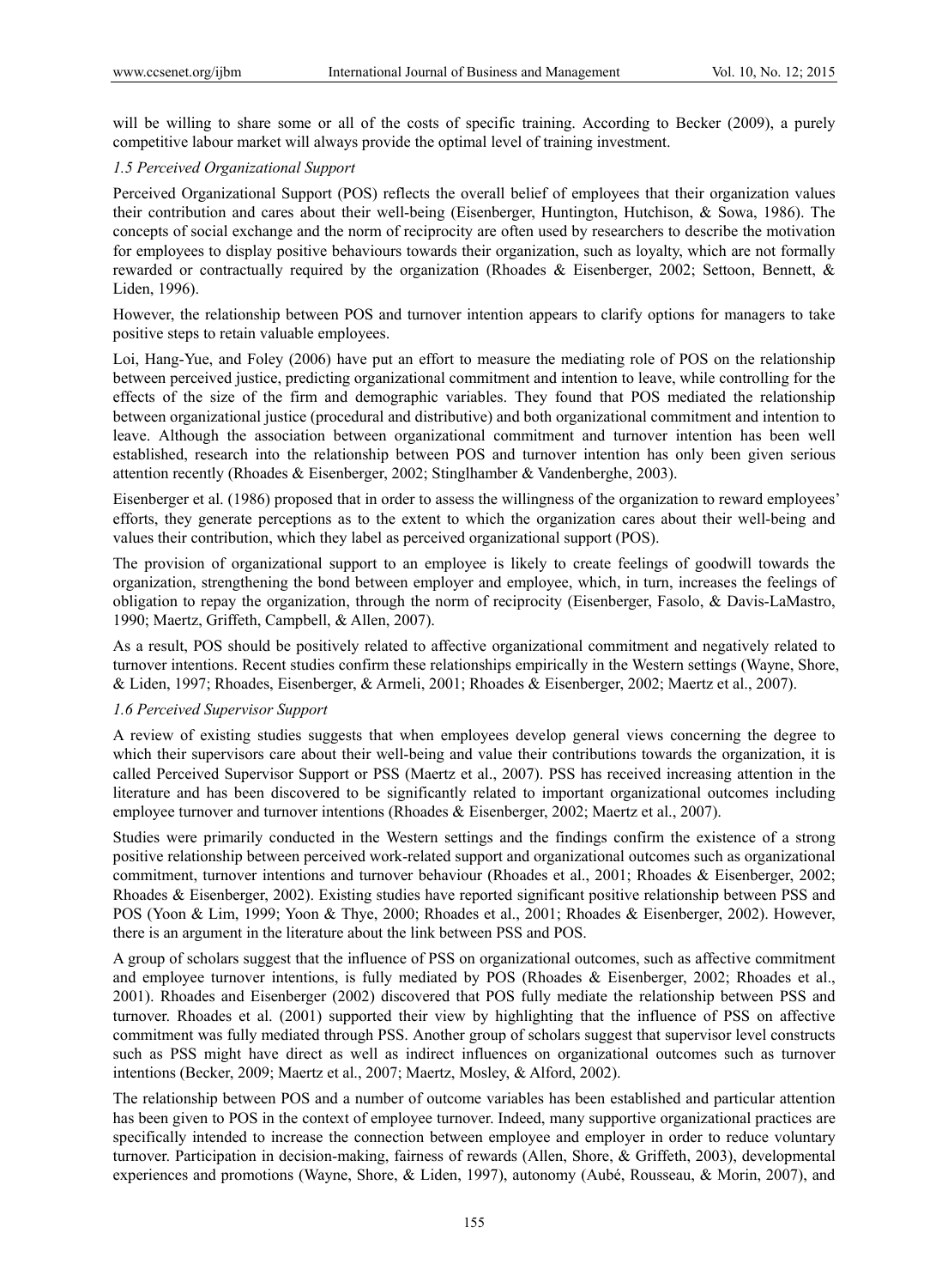will be willing to share some or all of the costs of specific training. According to Becker (2009), a purely competitive labour market will always provide the optimal level of training investment.

### *1.5 Perceived Organizational Support*

Perceived Organizational Support (POS) reflects the overall belief of employees that their organization values their contribution and cares about their well-being (Eisenberger, Huntington, Hutchison, & Sowa, 1986). The concepts of social exchange and the norm of reciprocity are often used by researchers to describe the motivation for employees to display positive behaviours towards their organization, such as loyalty, which are not formally rewarded or contractually required by the organization (Rhoades & Eisenberger, 2002; Settoon, Bennett, & Liden, 1996).

However, the relationship between POS and turnover intention appears to clarify options for managers to take positive steps to retain valuable employees.

Loi, Hang-Yue, and Foley (2006) have put an effort to measure the mediating role of POS on the relationship between perceived justice, predicting organizational commitment and intention to leave, while controlling for the effects of the size of the firm and demographic variables. They found that POS mediated the relationship between organizational justice (procedural and distributive) and both organizational commitment and intention to leave. Although the association between organizational commitment and turnover intention has been well established, research into the relationship between POS and turnover intention has only been given serious attention recently (Rhoades & Eisenberger, 2002; Stinglhamber & Vandenberghe, 2003).

Eisenberger et al. (1986) proposed that in order to assess the willingness of the organization to reward employees' efforts, they generate perceptions as to the extent to which the organization cares about their well-being and values their contribution, which they label as perceived organizational support (POS).

The provision of organizational support to an employee is likely to create feelings of goodwill towards the organization, strengthening the bond between employer and employee, which, in turn, increases the feelings of obligation to repay the organization, through the norm of reciprocity (Eisenberger, Fasolo, & Davis-LaMastro, 1990; Maertz, Griffeth, Campbell, & Allen, 2007).

As a result, POS should be positively related to affective organizational commitment and negatively related to turnover intentions. Recent studies confirm these relationships empirically in the Western settings (Wayne, Shore, & Liden, 1997; Rhoades, Eisenberger, & Armeli, 2001; Rhoades & Eisenberger, 2002; Maertz et al., 2007).

### *1.6 Perceived Supervisor Support*

A review of existing studies suggests that when employees develop general views concerning the degree to which their supervisors care about their well-being and value their contributions towards the organization, it is called Perceived Supervisor Support or PSS (Maertz et al., 2007). PSS has received increasing attention in the literature and has been discovered to be significantly related to important organizational outcomes including employee turnover and turnover intentions (Rhoades & Eisenberger, 2002; Maertz et al., 2007).

Studies were primarily conducted in the Western settings and the findings confirm the existence of a strong positive relationship between perceived work-related support and organizational outcomes such as organizational commitment, turnover intentions and turnover behaviour (Rhoades et al., 2001; Rhoades & Eisenberger, 2002; Rhoades & Eisenberger, 2002). Existing studies have reported significant positive relationship between PSS and POS (Yoon & Lim, 1999; Yoon & Thye, 2000; Rhoades et al., 2001; Rhoades & Eisenberger, 2002). However, there is an argument in the literature about the link between PSS and POS.

A group of scholars suggest that the influence of PSS on organizational outcomes, such as affective commitment and employee turnover intentions, is fully mediated by POS (Rhoades & Eisenberger, 2002; Rhoades et al., 2001). Rhoades and Eisenberger (2002) discovered that POS fully mediate the relationship between PSS and turnover. Rhoades et al. (2001) supported their view by highlighting that the influence of PSS on affective commitment was fully mediated through PSS. Another group of scholars suggest that supervisor level constructs such as PSS might have direct as well as indirect influences on organizational outcomes such as turnover intentions (Becker, 2009; Maertz et al., 2007; Maertz, Mosley, & Alford, 2002).

The relationship between POS and a number of outcome variables has been established and particular attention has been given to POS in the context of employee turnover. Indeed, many supportive organizational practices are specifically intended to increase the connection between employee and employer in order to reduce voluntary turnover. Participation in decision-making, fairness of rewards (Allen, Shore, & Griffeth, 2003), developmental experiences and promotions (Wayne, Shore, & Liden, 1997), autonomy (Aubé, Rousseau, & Morin, 2007), and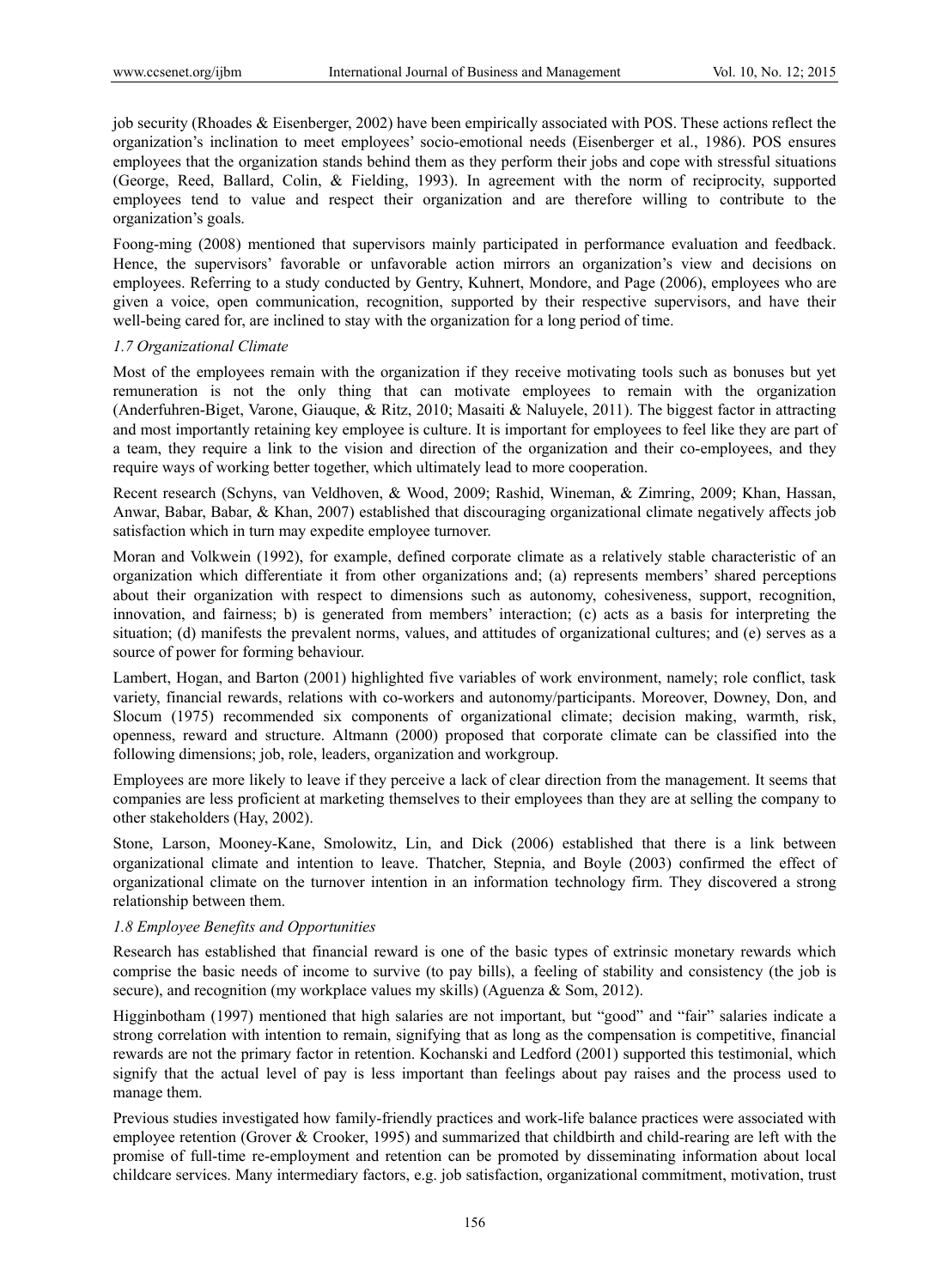job security (Rhoades & Eisenberger, 2002) have been empirically associated with POS. These actions reflect the organization's inclination to meet employees' socio-emotional needs (Eisenberger et al., 1986). POS ensures employees that the organization stands behind them as they perform their jobs and cope with stressful situations (George, Reed, Ballard, Colin, & Fielding, 1993). In agreement with the norm of reciprocity, supported employees tend to value and respect their organization and are therefore willing to contribute to the organization's goals.

Foong-ming (2008) mentioned that supervisors mainly participated in performance evaluation and feedback. Hence, the supervisors' favorable or unfavorable action mirrors an organization's view and decisions on employees. Referring to a study conducted by Gentry, Kuhnert, Mondore, and Page (2006), employees who are given a voice, open communication, recognition, supported by their respective supervisors, and have their well-being cared for, are inclined to stay with the organization for a long period of time.

### *1.7 Organizational Climate*

Most of the employees remain with the organization if they receive motivating tools such as bonuses but yet remuneration is not the only thing that can motivate employees to remain with the organization (Anderfuhren-Biget, Varone, Giauque, & Ritz, 2010; Masaiti & Naluyele, 2011). The biggest factor in attracting and most importantly retaining key employee is culture. It is important for employees to feel like they are part of a team, they require a link to the vision and direction of the organization and their co-employees, and they require ways of working better together, which ultimately lead to more cooperation.

Recent research (Schyns, van Veldhoven, & Wood, 2009; Rashid, Wineman, & Zimring, 2009; Khan, Hassan, Anwar, Babar, Babar, & Khan, 2007) established that discouraging organizational climate negatively affects job satisfaction which in turn may expedite employee turnover.

Moran and Volkwein (1992), for example, defined corporate climate as a relatively stable characteristic of an organization which differentiate it from other organizations and; (a) represents members' shared perceptions about their organization with respect to dimensions such as autonomy, cohesiveness, support, recognition, innovation, and fairness; b) is generated from members' interaction; (c) acts as a basis for interpreting the situation; (d) manifests the prevalent norms, values, and attitudes of organizational cultures; and (e) serves as a source of power for forming behaviour.

Lambert, Hogan, and Barton (2001) highlighted five variables of work environment, namely; role conflict, task variety, financial rewards, relations with co-workers and autonomy/participants. Moreover, Downey, Don, and Slocum (1975) recommended six components of organizational climate; decision making, warmth, risk, openness, reward and structure. Altmann (2000) proposed that corporate climate can be classified into the following dimensions; job, role, leaders, organization and workgroup.

Employees are more likely to leave if they perceive a lack of clear direction from the management. It seems that companies are less proficient at marketing themselves to their employees than they are at selling the company to other stakeholders (Hay, 2002).

Stone, Larson, Mooney-Kane, Smolowitz, Lin, and Dick (2006) established that there is a link between organizational climate and intention to leave. Thatcher, Stepnia, and Boyle (2003) confirmed the effect of organizational climate on the turnover intention in an information technology firm. They discovered a strong relationship between them.

### *1.8 Employee Benefits and Opportunities*

Research has established that financial reward is one of the basic types of extrinsic monetary rewards which comprise the basic needs of income to survive (to pay bills), a feeling of stability and consistency (the job is secure), and recognition (my workplace values my skills) (Aguenza & Som, 2012).

Higginbotham (1997) mentioned that high salaries are not important, but "good" and "fair" salaries indicate a strong correlation with intention to remain, signifying that as long as the compensation is competitive, financial rewards are not the primary factor in retention. Kochanski and Ledford (2001) supported this testimonial, which signify that the actual level of pay is less important than feelings about pay raises and the process used to manage them.

Previous studies investigated how family-friendly practices and work-life balance practices were associated with employee retention (Grover & Crooker, 1995) and summarized that childbirth and child-rearing are left with the promise of full-time re-employment and retention can be promoted by disseminating information about local childcare services. Many intermediary factors, e.g. job satisfaction, organizational commitment, motivation, trust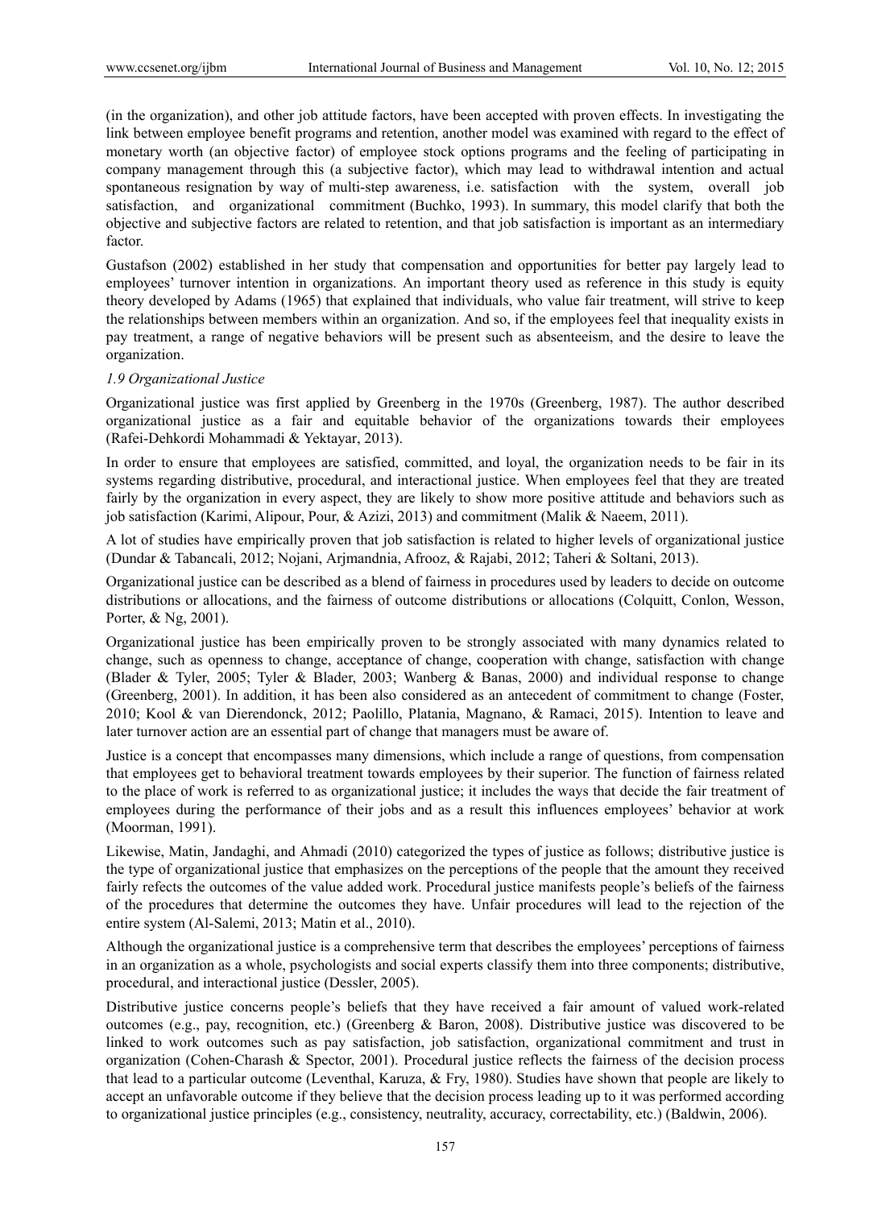(in the organization), and other job attitude factors, have been accepted with proven effects. In investigating the link between employee benefit programs and retention, another model was examined with regard to the effect of monetary worth (an objective factor) of employee stock options programs and the feeling of participating in company management through this (a subjective factor), which may lead to withdrawal intention and actual spontaneous resignation by way of multi-step awareness, i.e. satisfaction with the system, overall job satisfaction, and organizational commitment (Buchko, 1993). In summary, this model clarify that both the objective and subjective factors are related to retention, and that job satisfaction is important as an intermediary factor.

Gustafson (2002) established in her study that compensation and opportunities for better pay largely lead to employees' turnover intention in organizations. An important theory used as reference in this study is equity theory developed by Adams (1965) that explained that individuals, who value fair treatment, will strive to keep the relationships between members within an organization. And so, if the employees feel that inequality exists in pay treatment, a range of negative behaviors will be present such as absenteeism, and the desire to leave the organization.

### *1.9 Organizational Justice*

Organizational justice was first applied by Greenberg in the 1970s (Greenberg, 1987). The author described organizational justice as a fair and equitable behavior of the organizations towards their employees (Rafei-Dehkordi Mohammadi & Yektayar, 2013).

In order to ensure that employees are satisfied, committed, and loyal, the organization needs to be fair in its systems regarding distributive, procedural, and interactional justice. When employees feel that they are treated fairly by the organization in every aspect, they are likely to show more positive attitude and behaviors such as job satisfaction (Karimi, Alipour, Pour, & Azizi, 2013) and commitment (Malik & Naeem, 2011).

A lot of studies have empirically proven that job satisfaction is related to higher levels of organizational justice (Dundar & Tabancali, 2012; Nojani, Arjmandnia, Afrooz, & Rajabi, 2012; Taheri & Soltani, 2013).

Organizational justice can be described as a blend of fairness in procedures used by leaders to decide on outcome distributions or allocations, and the fairness of outcome distributions or allocations (Colquitt, Conlon, Wesson, Porter, & Ng, 2001).

Organizational justice has been empirically proven to be strongly associated with many dynamics related to change, such as openness to change, acceptance of change, cooperation with change, satisfaction with change (Blader & Tyler, 2005; Tyler & Blader, 2003; Wanberg & Banas, 2000) and individual response to change (Greenberg, 2001). In addition, it has been also considered as an antecedent of commitment to change (Foster, 2010; Kool & van Dierendonck, 2012; Paolillo, Platania, Magnano, & Ramaci, 2015). Intention to leave and later turnover action are an essential part of change that managers must be aware of.

Justice is a concept that encompasses many dimensions, which include a range of questions, from compensation that employees get to behavioral treatment towards employees by their superior. The function of fairness related to the place of work is referred to as organizational justice; it includes the ways that decide the fair treatment of employees during the performance of their jobs and as a result this influences employees' behavior at work (Moorman, 1991).

Likewise, Matin, Jandaghi, and Ahmadi (2010) categorized the types of justice as follows; distributive justice is the type of organizational justice that emphasizes on the perceptions of the people that the amount they received fairly refects the outcomes of the value added work. Procedural justice manifests people's beliefs of the fairness of the procedures that determine the outcomes they have. Unfair procedures will lead to the rejection of the entire system (Al-Salemi, 2013; Matin et al., 2010).

Although the organizational justice is a comprehensive term that describes the employees' perceptions of fairness in an organization as a whole, psychologists and social experts classify them into three components; distributive, procedural, and interactional justice (Dessler, 2005).

Distributive justice concerns people's beliefs that they have received a fair amount of valued work-related outcomes (e.g., pay, recognition, etc.) (Greenberg & Baron, 2008). Distributive justice was discovered to be linked to work outcomes such as pay satisfaction, job satisfaction, organizational commitment and trust in organization (Cohen-Charash & Spector, 2001). Procedural justice reflects the fairness of the decision process that lead to a particular outcome (Leventhal, Karuza, & Fry, 1980). Studies have shown that people are likely to accept an unfavorable outcome if they believe that the decision process leading up to it was performed according to organizational justice principles (e.g., consistency, neutrality, accuracy, correctability, etc.) (Baldwin, 2006).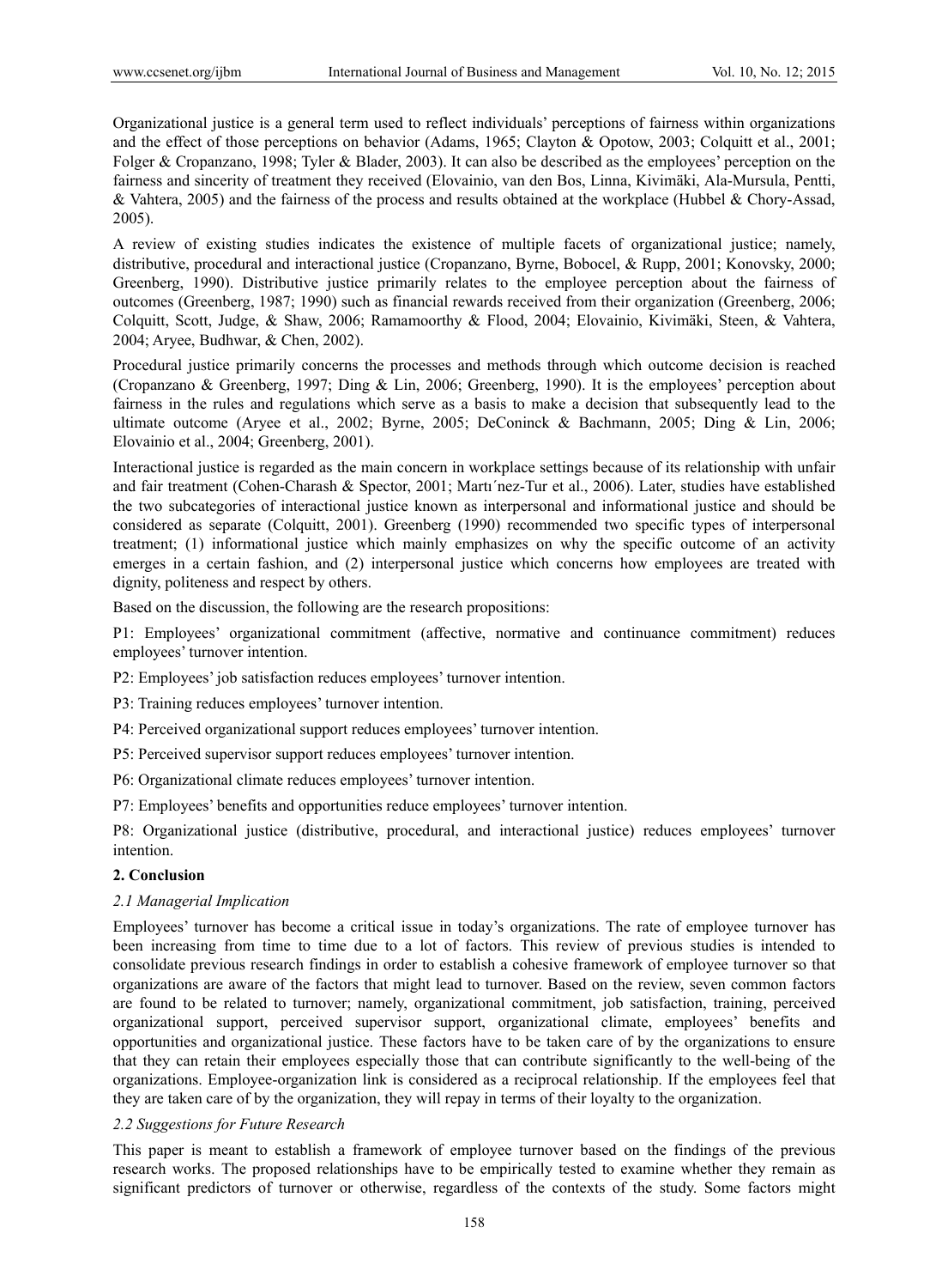Organizational justice is a general term used to reflect individuals' perceptions of fairness within organizations and the effect of those perceptions on behavior (Adams, 1965; Clayton & Opotow, 2003; Colquitt et al., 2001; Folger & Cropanzano, 1998; Tyler & Blader, 2003). It can also be described as the employees' perception on the fairness and sincerity of treatment they received (Elovainio, van den Bos, Linna, Kivimäki, Ala-Mursula, Pentti, & Vahtera, 2005) and the fairness of the process and results obtained at the workplace (Hubbel & Chory-Assad, 2005).

A review of existing studies indicates the existence of multiple facets of organizational justice; namely, distributive, procedural and interactional justice (Cropanzano, Byrne, Bobocel, & Rupp, 2001; Konovsky, 2000; Greenberg, 1990). Distributive justice primarily relates to the employee perception about the fairness of outcomes (Greenberg, 1987; 1990) such as financial rewards received from their organization (Greenberg, 2006; Colquitt, Scott, Judge, & Shaw, 2006; Ramamoorthy & Flood, 2004; Elovainio, Kivimäki, Steen, & Vahtera, 2004; Aryee, Budhwar, & Chen, 2002).

Procedural justice primarily concerns the processes and methods through which outcome decision is reached (Cropanzano & Greenberg, 1997; Ding & Lin, 2006; Greenberg, 1990). It is the employees' perception about fairness in the rules and regulations which serve as a basis to make a decision that subsequently lead to the ultimate outcome (Aryee et al., 2002; Byrne, 2005; DeConinck & Bachmann, 2005; Ding & Lin, 2006; Elovainio et al., 2004; Greenberg, 2001).

Interactional justice is regarded as the main concern in workplace settings because of its relationship with unfair and fair treatment (Cohen-Charash & Spector, 2001; Martı´nez-Tur et al., 2006). Later, studies have established the two subcategories of interactional justice known as interpersonal and informational justice and should be considered as separate (Colquitt, 2001). Greenberg (1990) recommended two specific types of interpersonal treatment; (1) informational justice which mainly emphasizes on why the specific outcome of an activity emerges in a certain fashion, and (2) interpersonal justice which concerns how employees are treated with dignity, politeness and respect by others.

Based on the discussion, the following are the research propositions:

P1: Employees' organizational commitment (affective, normative and continuance commitment) reduces employees' turnover intention.

P2: Employees' job satisfaction reduces employees' turnover intention.

P3: Training reduces employees' turnover intention.

P4: Perceived organizational support reduces employees' turnover intention.

P5: Perceived supervisor support reduces employees' turnover intention.

P6: Organizational climate reduces employees' turnover intention.

P7: Employees' benefits and opportunities reduce employees' turnover intention.

P8: Organizational justice (distributive, procedural, and interactional justice) reduces employees' turnover intention.

## 2. Conclusion

### *2.1 Managerial Implication*

Employees' turnover has become a critical issue in today's organizations. The rate of employee turnover has been increasing from time to time due to a lot of factors. This review of previous studies is intended to consolidate previous research findings in order to establish a cohesive framework of employee turnover so that organizations are aware of the factors that might lead to turnover. Based on the review, seven common factors are found to be related to turnover; namely, organizational commitment, job satisfaction, training, perceived organizational support, perceived supervisor support, organizational climate, employees' benefits and opportunities and organizational justice. These factors have to be taken care of by the organizations to ensure that they can retain their employees especially those that can contribute significantly to the well-being of the organizations. Employee-organization link is considered as a reciprocal relationship. If the employees feel that they are taken care of by the organization, they will repay in terms of their loyalty to the organization.

### *2.2 Suggestions for Future Research*

This paper is meant to establish a framework of employee turnover based on the findings of the previous research works. The proposed relationships have to be empirically tested to examine whether they remain as significant predictors of turnover or otherwise, regardless of the contexts of the study. Some factors might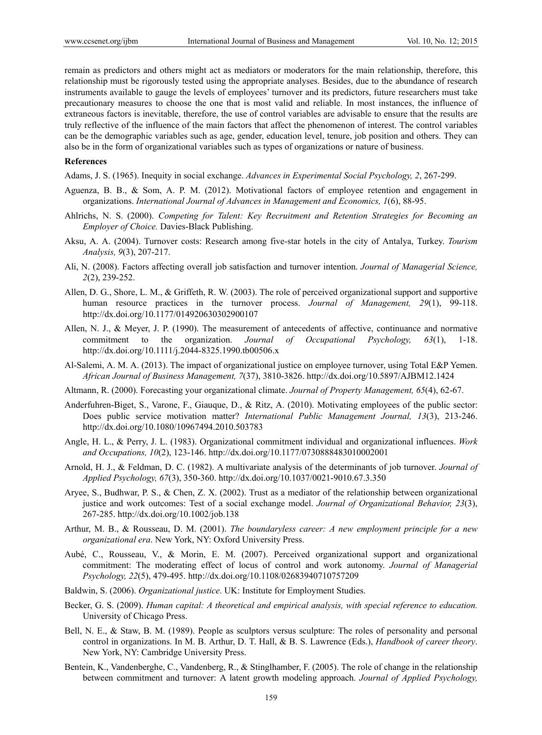remain as predictors and others might act as mediators or moderators for the main relationship, therefore, this relationship must be rigorously tested using the appropriate analyses. Besides, due to the abundance of research instruments available to gauge the levels of employees' turnover and its predictors, future researchers must take precautionary measures to choose the one that is most valid and reliable. In most instances, the influence of extraneous factors is inevitable, therefore, the use of control variables are advisable to ensure that the results are truly reflective of the influence of the main factors that affect the phenomenon of interest. The control variables can be the demographic variables such as age, gender, education level, tenure, job position and others. They can also be in the form of organizational variables such as types of organizations or nature of business.

**References**

Adams, J. S. (1965). Inequity in social exchange. *Advances in Experimental Social Psychology, 2*, 267-299.

Aguenza, B. B., & Som, A. P. M. (2012). Motivational factors of employee retention and engagement in organizations. *International Journal of Advances in Management and Economics, 1*(6), 88-95.

Ahlrichs, N. S. (2000). *Competing for Talent: Key Recruitment and Retention Strategies for Becoming an Employer of Choice.* Davies-Black Publishing.

Aksu, A. A. (2004). Turnover costs: Research among five-star hotels in the city of Antalya, Turkey. *Tourism Analysis, 9*(3), 207-217.

Ali, N. (2008). Factors affecting overall job satisfaction and turnover intention. *Journal of Managerial Science, 2*(2), 239-252.

Allen, D. G., Shore, L. M., & Griffeth, R. W. (2003). The role of perceived organizational support and supportive human resource practices in the turnover process. *Journal of Management, 29*(1), 99-118. http://dx.doi.org/10.1177/014920630302900107

Allen, N. J., & Meyer, J. P. (1990). The measurement of antecedents of affective, continuance and normative commitment to the organization. *Journal of Occupational Psychology, 63*(1), 1-18. http://dx.doi.org/10.1111/j.2044-8325.1990.tb00506.x

Al-Salemi, A. M. A. (2013). The impact of organizational justice on employee turnover, using Total E&P Yemen. *African Journal of Business Management, 7*(37), 3810-3826. http://dx.doi.org/10.5897/AJBM12.1424

Altmann, R. (2000). Forecasting your organizational climate. *Journal of Property Management, 65*(4), 62-67.

Anderfuhren-Biget, S., Varone, F., Giauque, D., & Ritz, A. (2010). Motivating employees of the public sector: Does public service motivation matter? *International Public Management Journal, 13*(3), 213-246. http://dx.doi.org/10.1080/10967494.2010.503783

Angle, H. L., & Perry, J. L. (1983). Organizational commitment individual and organizational influences. *Work and Occupations, 10*(2), 123-146. http://dx.doi.org/10.1177/0730888483010002001

Arnold, H. J., & Feldman, D. C. (1982). A multivariate analysis of the determinants of job turnover. *Journal of Applied Psychology, 67*(3), 350-360. http://dx.doi.org/10.1037/0021-9010.67.3.350

Aryee, S., Budhwar, P. S., & Chen, Z. X. (2002). Trust as a mediator of the relationship between organizational justice and work outcomes: Test of a social exchange model. *Journal of Organizational Behavior, 23*(3), 267-285. http://dx.doi.org/10.1002/job.138

Arthur, M. B., & Rousseau, D. M. (2001). *The boundaryless career: A new employment principle for a new organizational era*. New York, NY: Oxford University Press.

Aubé, C., Rousseau, V., & Morin, E. M. (2007). Perceived organizational support and organizational commitment: The moderating effect of locus of control and work autonomy. *Journal of Managerial Psychology, 22*(5), 479-495. http://dx.doi.org/10.1108/02683940710757209

Baldwin, S. (2006). *Organizational justice*. UK: Institute for Employment Studies.

Becker, G. S. (2009). *Human capital: A theoretical and empirical analysis, with special reference to education.* University of Chicago Press.

Bell, N. E., & Staw, B. M. (1989). People as sculptors versus sculpture: The roles of personality and personal control in organizations. In M. B. Arthur, D. T. Hall, & B. S. Lawrence (Eds.), *Handbook of career theory*. New York, NY: Cambridge University Press.

Bentein, K., Vandenberghe, C., Vandenberg, R., & Stinglhamber, F. (2005). The role of change in the relationship between commitment and turnover: A latent growth modeling approach. *Journal of Applied Psychology,*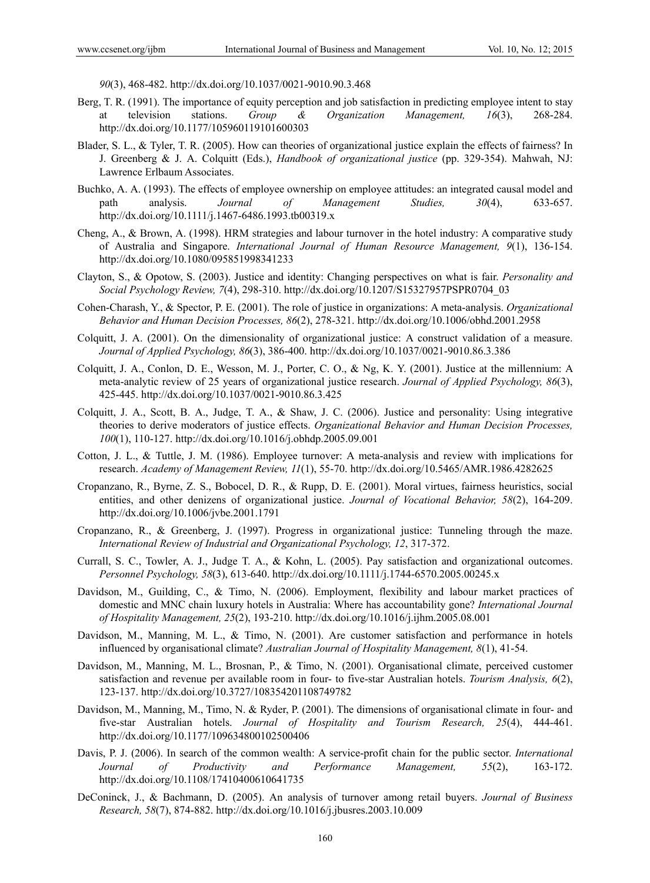*90*(3), 468-482. http://dx.doi.org/10.1037/0021-9010.90.3.468

Berg, T. R. (1991). The importance of equity perception and job satisfaction in predicting employee intent to stay at television stations. *Group & Organization Management, 16*(3), 268-284. http://dx.doi.org/10.1177/105960119101600303

Blader, S. L., & Tyler, T. R. (2005). How can theories of organizational justice explain the effects of fairness? In J. Greenberg & J. A. Colquitt (Eds.), *Handbook of organizational justice* (pp. 329-354). Mahwah, NJ: Lawrence Erlbaum Associates.

Buchko, A. A. (1993). The effects of employee ownership on employee attitudes: an integrated causal model and path analysis. *Journal of Management Studies, 30*(4), 633-657. http://dx.doi.org/10.1111/j.1467-6486.1993.tb00319.x

Cheng, A., & Brown, A. (1998). HRM strategies and labour turnover in the hotel industry: A comparative study of Australia and Singapore. *International Journal of Human Resource Management, 9*(1), 136-154. http://dx.doi.org/10.1080/095851998341233

Clayton, S., & Opotow, S. (2003). Justice and identity: Changing perspectives on what is fair. *Personality and Social Psychology Review, 7*(4), 298-310. http://dx.doi.org/10.1207/S15327957PSPR0704_03

Cohen-Charash, Y., & Spector, P. E. (2001). The role of justice in organizations: A meta-analysis. *Organizational Behavior and Human Decision Processes, 86*(2), 278-321. http://dx.doi.org/10.1006/obhd.2001.2958

Colquitt, J. A. (2001). On the dimensionality of organizational justice: A construct validation of a measure. *Journal of Applied Psychology, 86*(3), 386-400. http://dx.doi.org/10.1037/0021-9010.86.3.386

Colquitt, J. A., Conlon, D. E., Wesson, M. J., Porter, C. O., & Ng, K. Y. (2001). Justice at the millennium: A meta-analytic review of 25 years of organizational justice research. *Journal of Applied Psychology, 86*(3), 425-445. http://dx.doi.org/10.1037/0021-9010.86.3.425

Colquitt, J. A., Scott, B. A., Judge, T. A., & Shaw, J. C. (2006). Justice and personality: Using integrative theories to derive moderators of justice effects. *Organizational Behavior and Human Decision Processes, 100*(1), 110-127. http://dx.doi.org/10.1016/j.obhdp.2005.09.001

Cotton, J. L., & Tuttle, J. M. (1986). Employee turnover: A meta-analysis and review with implications for research. *Academy of Management Review, 11*(1), 55-70. http://dx.doi.org/10.5465/AMR.1986.4282625

Cropanzano, R., Byrne, Z. S., Bobocel, D. R., & Rupp, D. E. (2001). Moral virtues, fairness heuristics, social entities, and other denizens of organizational justice. *Journal of Vocational Behavior, 58*(2), 164-209. http://dx.doi.org/10.1006/jvbe.2001.1791

Cropanzano, R., & Greenberg, J. (1997). Progress in organizational justice: Tunneling through the maze. *International Review of Industrial and Organizational Psychology, 12*, 317-372.

Currall, S. C., Towler, A. J., Judge T. A., & Kohn, L. (2005). Pay satisfaction and organizational outcomes. *Personnel Psychology, 58*(3), 613-640. http://dx.doi.org/10.1111/j.1744-6570.2005.00245.x

Davidson, M., Guilding, C., & Timo, N. (2006). Employment, flexibility and labour market practices of domestic and MNC chain luxury hotels in Australia: Where has accountability gone? *International Journal of Hospitality Management, 25*(2), 193-210. http://dx.doi.org/10.1016/j.ijhm.2005.08.001

Davidson, M., Manning, M. L., & Timo, N. (2001). Are customer satisfaction and performance in hotels influenced by organisational climate? *Australian Journal of Hospitality Management, 8*(1), 41-54.

Davidson, M., Manning, M. L., Brosnan, P., & Timo, N. (2001). Organisational climate, perceived customer satisfaction and revenue per available room in four- to five-star Australian hotels. *Tourism Analysis, 6*(2), 123-137. http://dx.doi.org/10.3727/108354201108749782

Davidson, M., Manning, M., Timo, N. & Ryder, P. (2001). The dimensions of organisational climate in four- and five-star Australian hotels. *Journal of Hospitality and Tourism Research, 25*(4), 444-461. http://dx.doi.org/10.1177/109634800102500406

Davis, P. J. (2006). In search of the common wealth: A service-profit chain for the public sector. *International Journal of Productivity and Performance Management, 55*(2), 163-172. http://dx.doi.org/10.1108/17410400610641735

DeConinck, J., & Bachmann, D. (2005). An analysis of turnover among retail buyers. *Journal of Business Research, 58*(7), 874-882. http://dx.doi.org/10.1016/j.jbusres.2003.10.009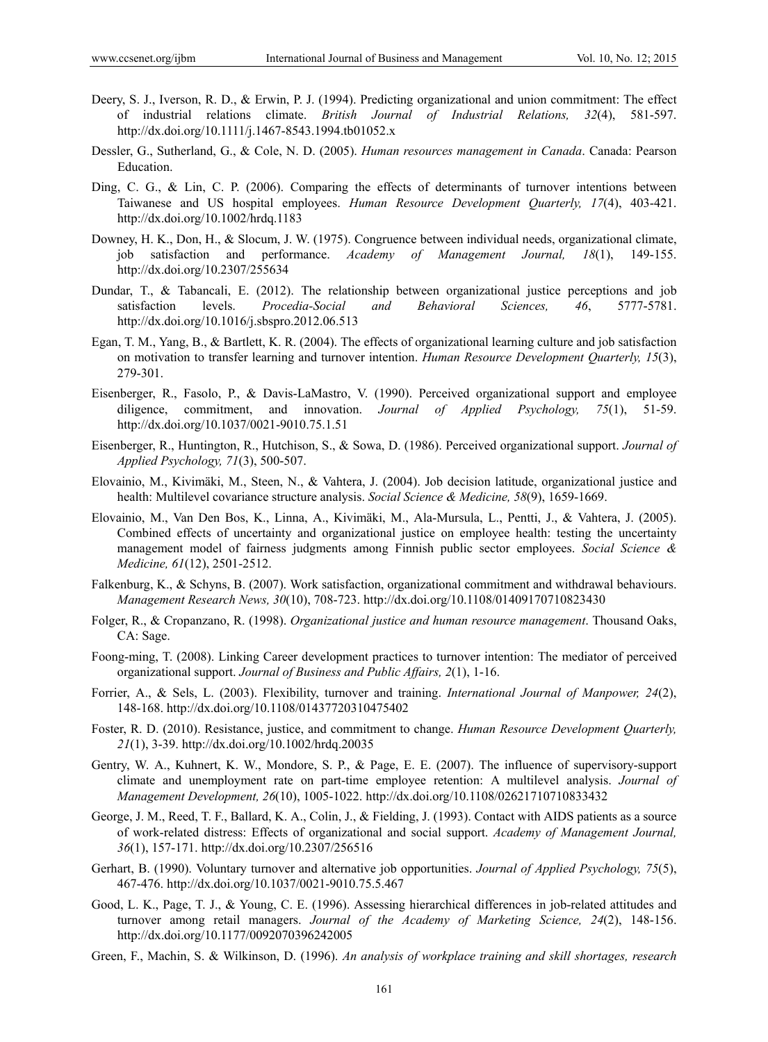Deery, S. J., Iverson, R. D., & Erwin, P. J. (1994). Predicting organizational and union commitment: The effect of industrial relations climate. *British Journal of Industrial Relations, 32*(4), 581-597. http://dx.doi.org/10.1111/j.1467-8543.1994.tb01052.x

Dessler, G., Sutherland, G., & Cole, N. D. (2005). *Human resources management in Canada*. Canada: Pearson Education.

Ding, C. G., & Lin, C. P. (2006). Comparing the effects of determinants of turnover intentions between Taiwanese and US hospital employees. *Human Resource Development Quarterly, 17*(4), 403-421. http://dx.doi.org/10.1002/hrdq.1183

Downey, H. K., Don, H., & Slocum, J. W. (1975). Congruence between individual needs, organizational climate, job satisfaction and performance. *Academy of Management Journal, 18*(1), 149-155. http://dx.doi.org/10.2307/255634

Dundar, T., & Tabancali, E. (2012). The relationship between organizational justice perceptions and job satisfaction levels. *Procedia-Social and Behavioral Sciences, 46*, 5777-5781. http://dx.doi.org/10.1016/j.sbspro.2012.06.513

Egan, T. M., Yang, B., & Bartlett, K. R. (2004). The effects of organizational learning culture and job satisfaction on motivation to transfer learning and turnover intention. *Human Resource Development Quarterly, 15*(3), 279-301.

Eisenberger, R., Fasolo, P., & Davis-LaMastro, V. (1990). Perceived organizational support and employee diligence, commitment, and innovation. *Journal of Applied Psychology, 75*(1), 51-59. http://dx.doi.org/10.1037/0021-9010.75.1.51

Eisenberger, R., Huntington, R., Hutchison, S., & Sowa, D. (1986). Perceived organizational support. *Journal of Applied Psychology, 71*(3), 500-507.

Elovainio, M., Kivimäki, M., Steen, N., & Vahtera, J. (2004). Job decision latitude, organizational justice and health: Multilevel covariance structure analysis. *Social Science & Medicine, 58*(9), 1659-1669.

Elovainio, M., Van Den Bos, K., Linna, A., Kivimäki, M., Ala-Mursula, L., Pentti, J., & Vahtera, J. (2005). Combined effects of uncertainty and organizational justice on employee health: testing the uncertainty management model of fairness judgments among Finnish public sector employees. *Social Science & Medicine, 61*(12), 2501-2512.

Falkenburg, K., & Schyns, B. (2007). Work satisfaction, organizational commitment and withdrawal behaviours. *Management Research News, 30*(10), 708-723. http://dx.doi.org/10.1108/01409170710823430

Folger, R., & Cropanzano, R. (1998). *Organizational justice and human resource management*. Thousand Oaks, CA: Sage.

Foong-ming, T. (2008). Linking Career development practices to turnover intention: The mediator of perceived organizational support. *Journal of Business and Public Affairs, 2*(1), 1-16.

Forrier, A., & Sels, L. (2003). Flexibility, turnover and training. *International Journal of Manpower, 24*(2), 148-168. http://dx.doi.org/10.1108/01437720310475402

Foster, R. D. (2010). Resistance, justice, and commitment to change. *Human Resource Development Quarterly, 21*(1), 3-39. http://dx.doi.org/10.1002/hrdq.20035

Gentry, W. A., Kuhnert, K. W., Mondore, S. P., & Page, E. E. (2007). The influence of supervisory-support climate and unemployment rate on part-time employee retention: A multilevel analysis. *Journal of Management Development, 26*(10), 1005-1022. http://dx.doi.org/10.1108/02621710710833432

George, J. M., Reed, T. F., Ballard, K. A., Colin, J., & Fielding, J. (1993). Contact with AIDS patients as a source of work-related distress: Effects of organizational and social support. *Academy of Management Journal, 36*(1), 157-171. http://dx.doi.org/10.2307/256516

Gerhart, B. (1990). Voluntary turnover and alternative job opportunities. *Journal of Applied Psychology, 75*(5), 467-476. http://dx.doi.org/10.1037/0021-9010.75.5.467

Good, L. K., Page, T. J., & Young, C. E. (1996). Assessing hierarchical differences in job-related attitudes and turnover among retail managers. *Journal of the Academy of Marketing Science, 24*(2), 148-156. http://dx.doi.org/10.1177/0092070396242005

Green, F., Machin, S. & Wilkinson, D. (1996). *An analysis of workplace training and skill shortages, research*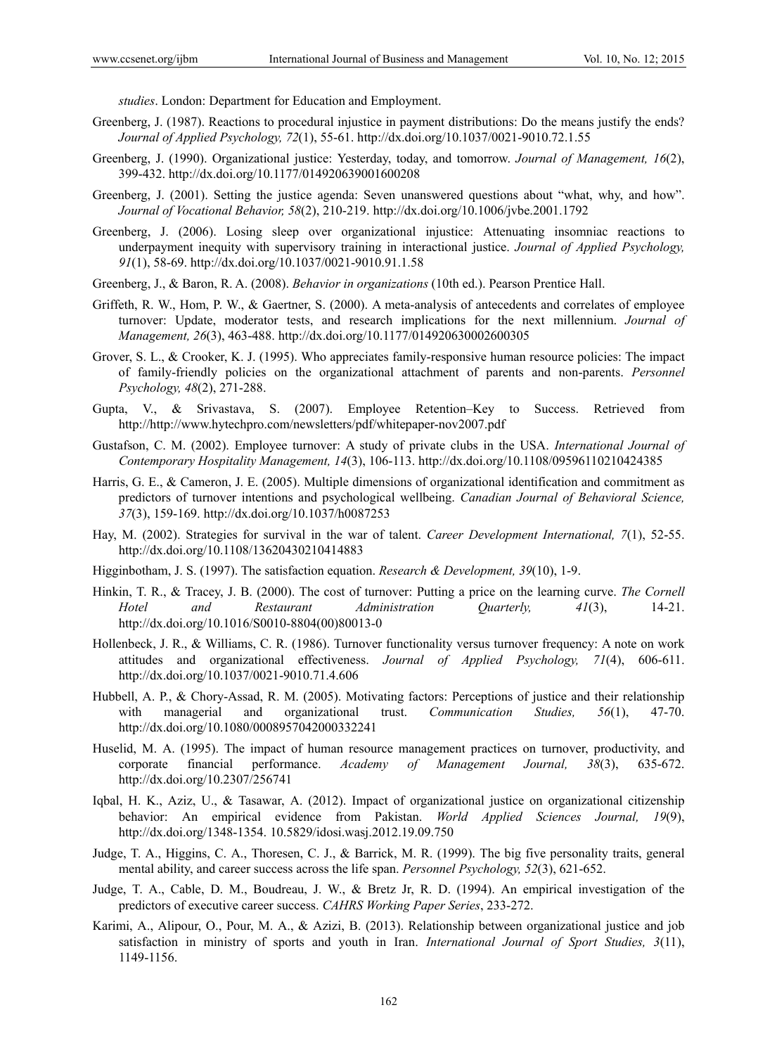*studies*. London: Department for Education and Employment.

Greenberg, J. (1987). Reactions to procedural injustice in payment distributions: Do the means justify the ends? *Journal of Applied Psychology, 72*(1), 55-61. http://dx.doi.org/10.1037/0021-9010.72.1.55

Greenberg, J. (1990). Organizational justice: Yesterday, today, and tomorrow. *Journal of Management, 16*(2), 399-432. http://dx.doi.org/10.1177/014920639001600208

Greenberg, J. (2001). Setting the justice agenda: Seven unanswered questions about "what, why, and how". *Journal of Vocational Behavior, 58*(2), 210-219. http://dx.doi.org/10.1006/jvbe.2001.1792

Greenberg, J. (2006). Losing sleep over organizational injustice: Attenuating insomniac reactions to underpayment inequity with supervisory training in interactional justice. *Journal of Applied Psychology, 91*(1), 58-69. http://dx.doi.org/10.1037/0021-9010.91.1.58

Greenberg, J., & Baron, R. A. (2008). *Behavior in organizations* (10th ed.). Pearson Prentice Hall.

Griffeth, R. W., Hom, P. W., & Gaertner, S. (2000). A meta-analysis of antecedents and correlates of employee turnover: Update, moderator tests, and research implications for the next millennium. *Journal of Management, 26*(3), 463-488. http://dx.doi.org/10.1177/014920630002600305

Grover, S. L., & Crooker, K. J. (1995). Who appreciates family-responsive human resource policies: The impact of family-friendly policies on the organizational attachment of parents and non-parents. *Personnel Psychology, 48*(2), 271-288.

Gupta, V., & Srivastava, S. (2007). Employee Retention–Key to Success. Retrieved from http://http://www.hytechpro.com/newsletters/pdf/whitepaper-nov2007.pdf

Gustafson, C. M. (2002). Employee turnover: A study of private clubs in the USA. *International Journal of Contemporary Hospitality Management, 14*(3), 106-113. http://dx.doi.org/10.1108/09596110210424385

Harris, G. E., & Cameron, J. E. (2005). Multiple dimensions of organizational identification and commitment as predictors of turnover intentions and psychological wellbeing. *Canadian Journal of Behavioral Science, 37*(3), 159-169. http://dx.doi.org/10.1037/h0087253

Hay, M. (2002). Strategies for survival in the war of talent. *Career Development International, 7*(1), 52-55. http://dx.doi.org/10.1108/13620430210414883

Higginbotham, J. S. (1997). The satisfaction equation. *Research & Development, 39*(10), 1-9.

Hinkin, T. R., & Tracey, J. B. (2000). The cost of turnover: Putting a price on the learning curve. *The Cornell Hotel and Restaurant Administration Quarterly, 41*(3), 14-21. http://dx.doi.org/10.1016/S0010-8804(00)80013-0

Hollenbeck, J. R., & Williams, C. R. (1986). Turnover functionality versus turnover frequency: A note on work attitudes and organizational effectiveness. *Journal of Applied Psychology, 71*(4), 606-611. http://dx.doi.org/10.1037/0021-9010.71.4.606

Hubbell, A. P., & Chory-Assad, R. M. (2005). Motivating factors: Perceptions of justice and their relationship with managerial and organizational trust. *Communication Studies, 56*(1), 47-70. http://dx.doi.org/10.1080/0008957042000332241

Huselid, M. A. (1995). The impact of human resource management practices on turnover, productivity, and corporate financial performance. *Academy of Management Journal, 38*(3), 635-672. http://dx.doi.org/10.2307/256741

Iqbal, H. K., Aziz, U., & Tasawar, A. (2012). Impact of organizational justice on organizational citizenship behavior: An empirical evidence from Pakistan. *World Applied Sciences Journal, 19*(9), http://dx.doi.org/1348-1354. 10.5829/idosi.wasj.2012.19.09.750

Judge, T. A., Higgins, C. A., Thoresen, C. J., & Barrick, M. R. (1999). The big five personality traits, general mental ability, and career success across the life span. *Personnel Psychology, 52*(3), 621-652.

Judge, T. A., Cable, D. M., Boudreau, J. W., & Bretz Jr, R. D. (1994). An empirical investigation of the predictors of executive career success. *CAHRS Working Paper Series*, 233-272.

Karimi, A., Alipour, O., Pour, M. A., & Azizi, B. (2013). Relationship between organizational justice and job satisfaction in ministry of sports and youth in Iran. *International Journal of Sport Studies, 3*(11), 1149-1156.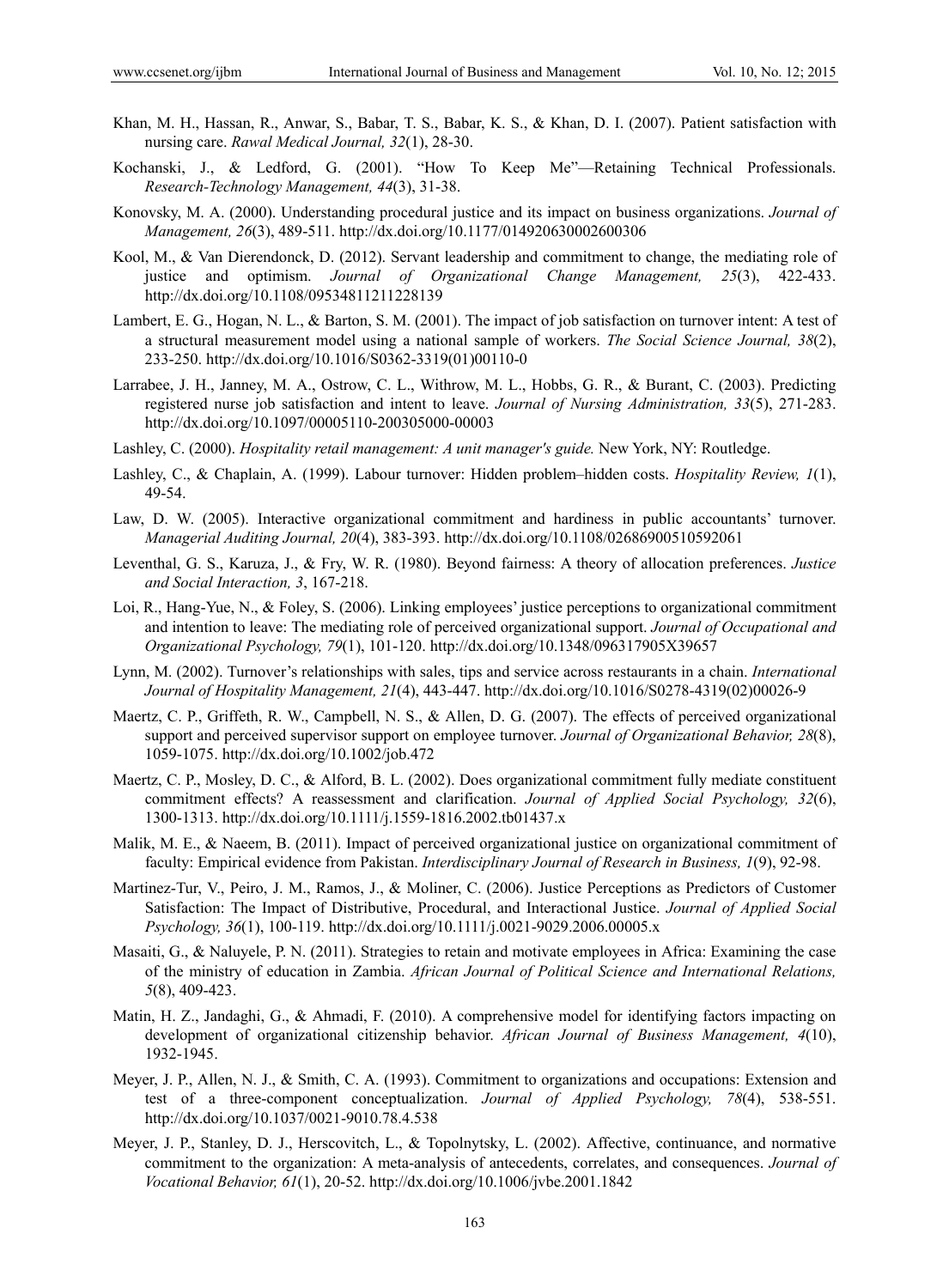Khan, M. H., Hassan, R., Anwar, S., Babar, T. S., Babar, K. S., & Khan, D. I. (2007). Patient satisfaction with nursing care. *Rawal Medical Journal, 32*(1), 28-30.

Kochanski, J., & Ledford, G. (2001). "How To Keep Me"—Retaining Technical Professionals. *Research-Technology Management, 44*(3), 31-38.

Konovsky, M. A. (2000). Understanding procedural justice and its impact on business organizations. *Journal of Management, 26*(3), 489-511. http://dx.doi.org/10.1177/014920630002600306

Kool, M., & Van Dierendonck, D. (2012). Servant leadership and commitment to change, the mediating role of justice and optimism. *Journal of Organizational Change Management, 25*(3), 422-433. http://dx.doi.org/10.1108/09534811211228139

Lambert, E. G., Hogan, N. L., & Barton, S. M. (2001). The impact of job satisfaction on turnover intent: A test of a structural measurement model using a national sample of workers. *The Social Science Journal, 38*(2), 233-250. http://dx.doi.org/10.1016/S0362-3319(01)00110-0

Larrabee, J. H., Janney, M. A., Ostrow, C. L., Withrow, M. L., Hobbs, G. R., & Burant, C. (2003). Predicting registered nurse job satisfaction and intent to leave. *Journal of Nursing Administration, 33*(5), 271-283. http://dx.doi.org/10.1097/00005110-200305000-00003

Lashley, C. (2000). *Hospitality retail management: A unit manager's guide.* New York, NY: Routledge.

Lashley, C., & Chaplain, A. (1999). Labour turnover: Hidden problem–hidden costs. *Hospitality Review, 1*(1), 49-54.

Law, D. W. (2005). Interactive organizational commitment and hardiness in public accountants' turnover. *Managerial Auditing Journal, 20*(4), 383-393. http://dx.doi.org/10.1108/02686900510592061

Leventhal, G. S., Karuza, J., & Fry, W. R. (1980). Beyond fairness: A theory of allocation preferences. *Justice and Social Interaction, 3*, 167-218.

Loi, R., Hang-Yue, N., & Foley, S. (2006). Linking employees' justice perceptions to organizational commitment and intention to leave: The mediating role of perceived organizational support. *Journal of Occupational and Organizational Psychology, 79*(1), 101-120. http://dx.doi.org/10.1348/096317905X39657

Lynn, M. (2002). Turnover's relationships with sales, tips and service across restaurants in a chain. *International Journal of Hospitality Management, 21*(4), 443-447. http://dx.doi.org/10.1016/S0278-4319(02)00026-9

Maertz, C. P., Griffeth, R. W., Campbell, N. S., & Allen, D. G. (2007). The effects of perceived organizational support and perceived supervisor support on employee turnover. *Journal of Organizational Behavior, 28*(8), 1059-1075. http://dx.doi.org/10.1002/job.472

Maertz, C. P., Mosley, D. C., & Alford, B. L. (2002). Does organizational commitment fully mediate constituent commitment effects? A reassessment and clarification. *Journal of Applied Social Psychology, 32*(6), 1300-1313. http://dx.doi.org/10.1111/j.1559-1816.2002.tb01437.x

Malik, M. E., & Naeem, B. (2011). Impact of perceived organizational justice on organizational commitment of faculty: Empirical evidence from Pakistan. *Interdisciplinary Journal of Research in Business, 1*(9), 92-98.

Martinez-Tur, V., Peiro, J. M., Ramos, J., & Moliner, C. (2006). Justice Perceptions as Predictors of Customer Satisfaction: The Impact of Distributive, Procedural, and Interactional Justice. *Journal of Applied Social Psychology, 36*(1), 100-119. http://dx.doi.org/10.1111/j.0021-9029.2006.00005.x

Masaiti, G., & Naluyele, P. N. (2011). Strategies to retain and motivate employees in Africa: Examining the case of the ministry of education in Zambia. *African Journal of Political Science and International Relations, 5*(8), 409-423.

Matin, H. Z., Jandaghi, G., & Ahmadi, F. (2010). A comprehensive model for identifying factors impacting on development of organizational citizenship behavior. *African Journal of Business Management, 4*(10), 1932-1945.

Meyer, J. P., Allen, N. J., & Smith, C. A. (1993). Commitment to organizations and occupations: Extension and test of a three-component conceptualization. *Journal of Applied Psychology, 78*(4), 538-551. http://dx.doi.org/10.1037/0021-9010.78.4.538

Meyer, J. P., Stanley, D. J., Herscovitch, L., & Topolnytsky, L. (2002). Affective, continuance, and normative commitment to the organization: A meta-analysis of antecedents, correlates, and consequences. *Journal of Vocational Behavior, 61*(1), 20-52. http://dx.doi.org/10.1006/jvbe.2001.1842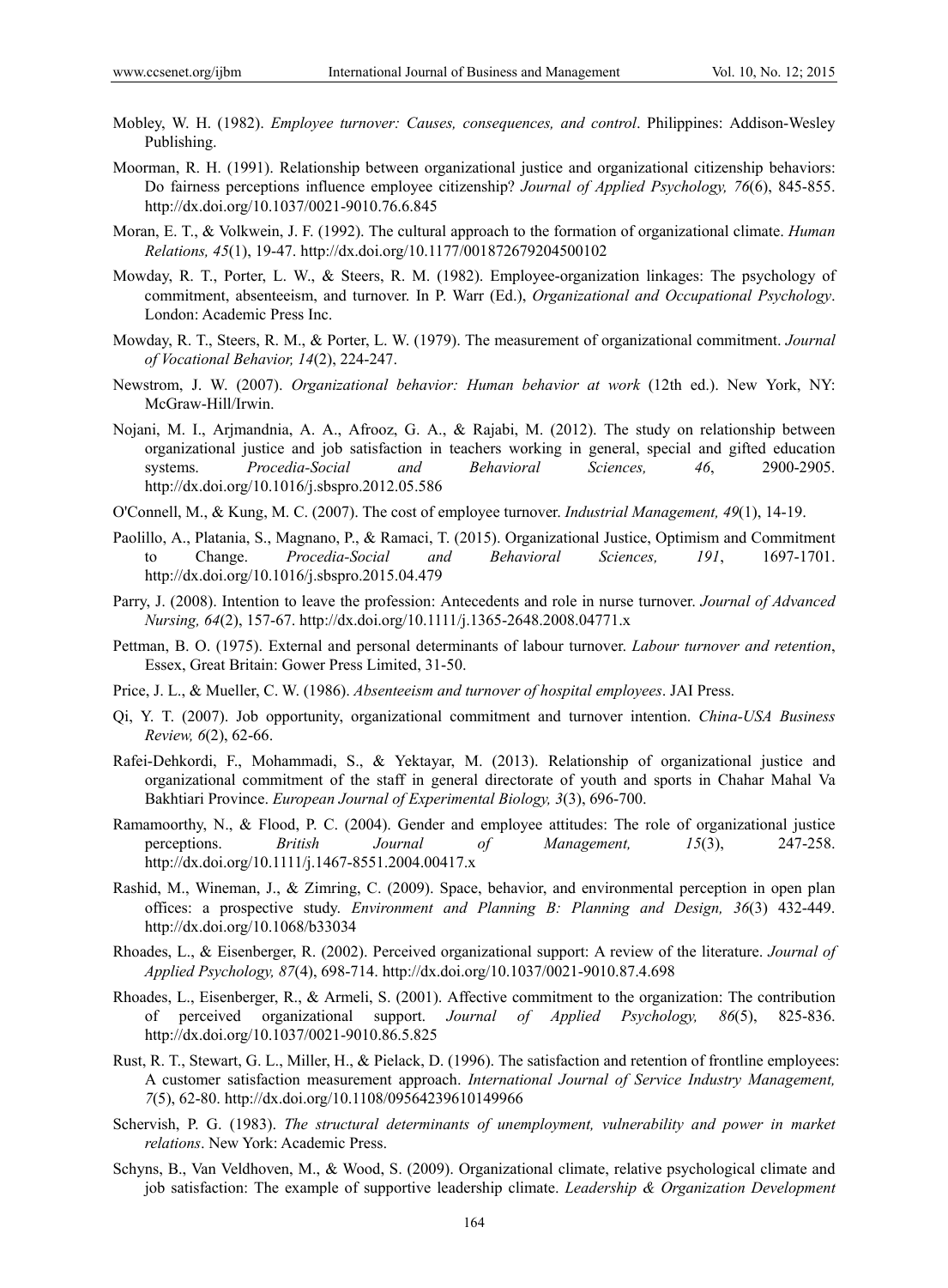Mobley, W. H. (1982). *Employee turnover: Causes, consequences, and control*. Philippines: Addison-Wesley Publishing.

Moorman, R. H. (1991). Relationship between organizational justice and organizational citizenship behaviors: Do fairness perceptions influence employee citizenship? *Journal of Applied Psychology, 76*(6), 845-855. http://dx.doi.org/10.1037/0021-9010.76.6.845

Moran, E. T., & Volkwein, J. F. (1992). The cultural approach to the formation of organizational climate. *Human Relations, 45*(1), 19-47. http://dx.doi.org/10.1177/001872679204500102

Mowday, R. T., Porter, L. W., & Steers, R. M. (1982). Employee-organization linkages: The psychology of commitment, absenteeism, and turnover. In P. Warr (Ed.), *Organizational and Occupational Psychology*. London: Academic Press Inc.

Mowday, R. T., Steers, R. M., & Porter, L. W. (1979). The measurement of organizational commitment. *Journal of Vocational Behavior, 14*(2), 224-247.

Newstrom, J. W. (2007). *Organizational behavior: Human behavior at work* (12th ed.). New York, NY: McGraw-Hill/Irwin.

Nojani, M. I., Arjmandnia, A. A., Afrooz, G. A., & Rajabi, M. (2012). The study on relationship between organizational justice and job satisfaction in teachers working in general, special and gifted education systems. *Procedia-Social and Behavioral Sciences, 46*, 2900-2905. http://dx.doi.org/10.1016/j.sbspro.2012.05.586

O'Connell, M., & Kung, M. C. (2007). The cost of employee turnover. *Industrial Management, 49*(1), 14-19.

Paolillo, A., Platania, S., Magnano, P., & Ramaci, T. (2015). Organizational Justice, Optimism and Commitment to Change. *Procedia-Social and Behavioral Sciences, 191*, 1697-1701. http://dx.doi.org/10.1016/j.sbspro.2015.04.479

Parry, J. (2008). Intention to leave the profession: Antecedents and role in nurse turnover. *Journal of Advanced Nursing, 64*(2), 157-67. http://dx.doi.org/10.1111/j.1365-2648.2008.04771.x

Pettman, B. O. (1975). External and personal determinants of labour turnover. *Labour turnover and retention*, Essex, Great Britain: Gower Press Limited, 31-50.

Price, J. L., & Mueller, C. W. (1986). *Absenteeism and turnover of hospital employees*. JAI Press.

Qi, Y. T. (2007). Job opportunity, organizational commitment and turnover intention. *China-USA Business Review, 6*(2), 62-66.

Rafei-Dehkordi, F., Mohammadi, S., & Yektayar, M. (2013). Relationship of organizational justice and organizational commitment of the staff in general directorate of youth and sports in Chahar Mahal Va Bakhtiari Province. *European Journal of Experimental Biology, 3*(3), 696-700.

Ramamoorthy, N., & Flood, P. C. (2004). Gender and employee attitudes: The role of organizational justice perceptions. *British Journal of Management, 15*(3), 247-258. http://dx.doi.org/10.1111/j.1467-8551.2004.00417.x

Rashid, M., Wineman, J., & Zimring, C. (2009). Space, behavior, and environmental perception in open plan offices: a prospective study. *Environment and Planning B: Planning and Design, 36*(3) 432-449. http://dx.doi.org/10.1068/b33034

Rhoades, L., & Eisenberger, R. (2002). Perceived organizational support: A review of the literature. *Journal of Applied Psychology, 87*(4), 698-714. http://dx.doi.org/10.1037/0021-9010.87.4.698

Rhoades, L., Eisenberger, R., & Armeli, S. (2001). Affective commitment to the organization: The contribution of perceived organizational support. *Journal of Applied Psychology, 86*(5), 825-836. http://dx.doi.org/10.1037/0021-9010.86.5.825

Rust, R. T., Stewart, G. L., Miller, H., & Pielack, D. (1996). The satisfaction and retention of frontline employees: A customer satisfaction measurement approach. *International Journal of Service Industry Management, 7*(5), 62-80. http://dx.doi.org/10.1108/09564239610149966

Schervish, P. G. (1983). *The structural determinants of unemployment, vulnerability and power in market relations*. New York: Academic Press.

Schyns, B., Van Veldhoven, M., & Wood, S. (2009). Organizational climate, relative psychological climate and job satisfaction: The example of supportive leadership climate. *Leadership & Organization Development*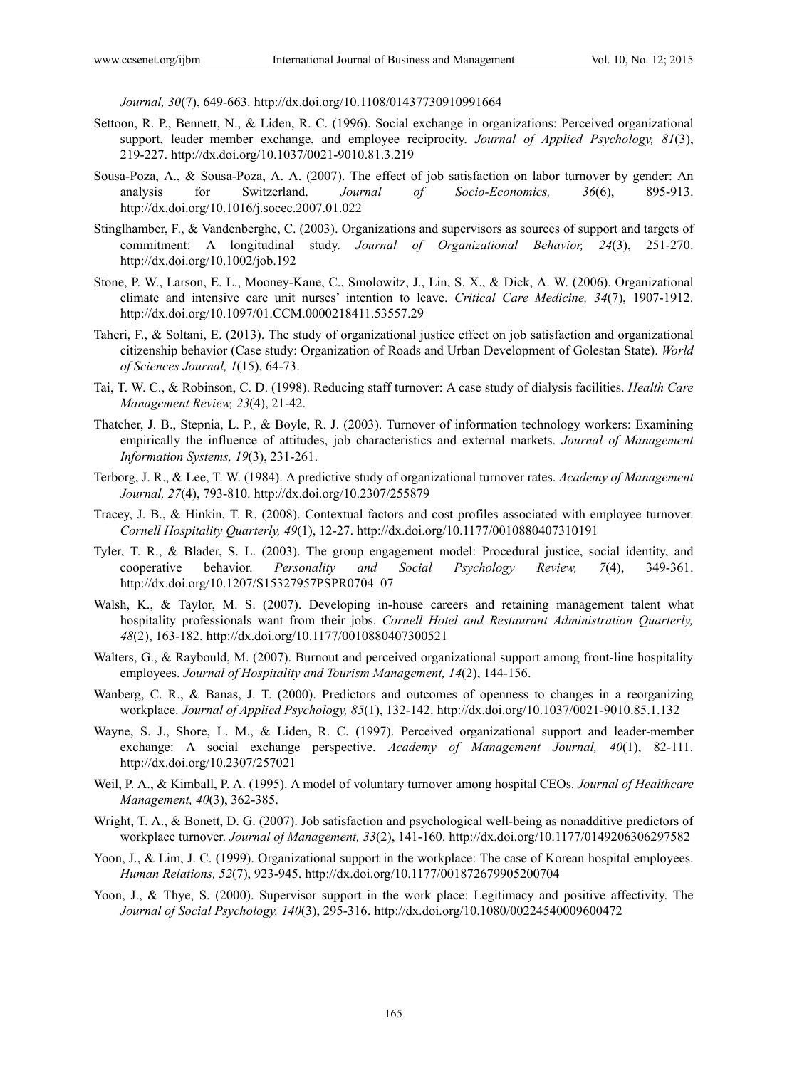*Journal, 30*(7), 649-663. http://dx.doi.org/10.1108/01437730910991664

Settoon, R. P., Bennett, N., & Liden, R. C. (1996). Social exchange in organizations: Perceived organizational support, leader–member exchange, and employee reciprocity. *Journal of Applied Psychology, 81*(3), 219-227. http://dx.doi.org/10.1037/0021-9010.81.3.219

Sousa-Poza, A., & Sousa-Poza, A. A. (2007). The effect of job satisfaction on labor turnover by gender: An analysis for Switzerland. *Journal of Socio-Economics, 36*(6), 895-913. http://dx.doi.org/10.1016/j.socec.2007.01.022

Stinglhamber, F., & Vandenberghe, C. (2003). Organizations and supervisors as sources of support and targets of commitment: A longitudinal study. *Journal of Organizational Behavior, 24*(3), 251-270. http://dx.doi.org/10.1002/job.192

Stone, P. W., Larson, E. L., Mooney-Kane, C., Smolowitz, J., Lin, S. X., & Dick, A. W. (2006). Organizational climate and intensive care unit nurses' intention to leave. *Critical Care Medicine, 34*(7), 1907-1912. http://dx.doi.org/10.1097/01.CCM.0000218411.53557.29

Taheri, F., & Soltani, E. (2013). The study of organizational justice effect on job satisfaction and organizational citizenship behavior (Case study: Organization of Roads and Urban Development of Golestan State). *World of Sciences Journal, 1*(15), 64-73.

Tai, T. W. C., & Robinson, C. D. (1998). Reducing staff turnover: A case study of dialysis facilities. *Health Care Management Review, 23*(4), 21-42.

Thatcher, J. B., Stepnia, L. P., & Boyle, R. J. (2003). Turnover of information technology workers: Examining empirically the influence of attitudes, job characteristics and external markets. *Journal of Management Information Systems, 19*(3), 231-261.

Terborg, J. R., & Lee, T. W. (1984). A predictive study of organizational turnover rates. *Academy of Management Journal, 27*(4), 793-810. http://dx.doi.org/10.2307/255879

Tracey, J. B., & Hinkin, T. R. (2008). Contextual factors and cost profiles associated with employee turnover. *Cornell Hospitality Quarterly, 49*(1), 12-27. http://dx.doi.org/10.1177/0010880407310191

Tyler, T. R., & Blader, S. L. (2003). The group engagement model: Procedural justice, social identity, and cooperative behavior. *Personality and Social Psychology Review, 7*(4), 349-361. http://dx.doi.org/10.1207/S15327957PSPR0704_07

Walsh, K., & Taylor, M. S. (2007). Developing in-house careers and retaining management talent what hospitality professionals want from their jobs. *Cornell Hotel and Restaurant Administration Quarterly, 48*(2), 163-182. http://dx.doi.org/10.1177/0010880407300521

Walters, G., & Raybould, M. (2007). Burnout and perceived organizational support among front-line hospitality employees. *Journal of Hospitality and Tourism Management, 14*(2), 144-156.

Wanberg, C. R., & Banas, J. T. (2000). Predictors and outcomes of openness to changes in a reorganizing workplace. *Journal of Applied Psychology, 85*(1), 132-142. http://dx.doi.org/10.1037/0021-9010.85.1.132

Wayne, S. J., Shore, L. M., & Liden, R. C. (1997). Perceived organizational support and leader-member exchange: A social exchange perspective. *Academy of Management Journal, 40*(1), 82-111. http://dx.doi.org/10.2307/257021

Weil, P. A., & Kimball, P. A. (1995). A model of voluntary turnover among hospital CEOs. *Journal of Healthcare Management, 40*(3), 362-385.

Wright, T. A., & Bonett, D. G. (2007). Job satisfaction and psychological well-being as nonadditive predictors of workplace turnover. *Journal of Management, 33*(2), 141-160. http://dx.doi.org/10.1177/0149206306297582

Yoon, J., & Lim, J. C. (1999). Organizational support in the workplace: The case of Korean hospital employees. *Human Relations, 52*(7), 923-945. http://dx.doi.org/10.1177/001872679905200704

Yoon, J., & Thye, S. (2000). Supervisor support in the work place: Legitimacy and positive affectivity. The *Journal of Social Psychology, 140*(3), 295-316. http://dx.doi.org/10.1080/00224540009600472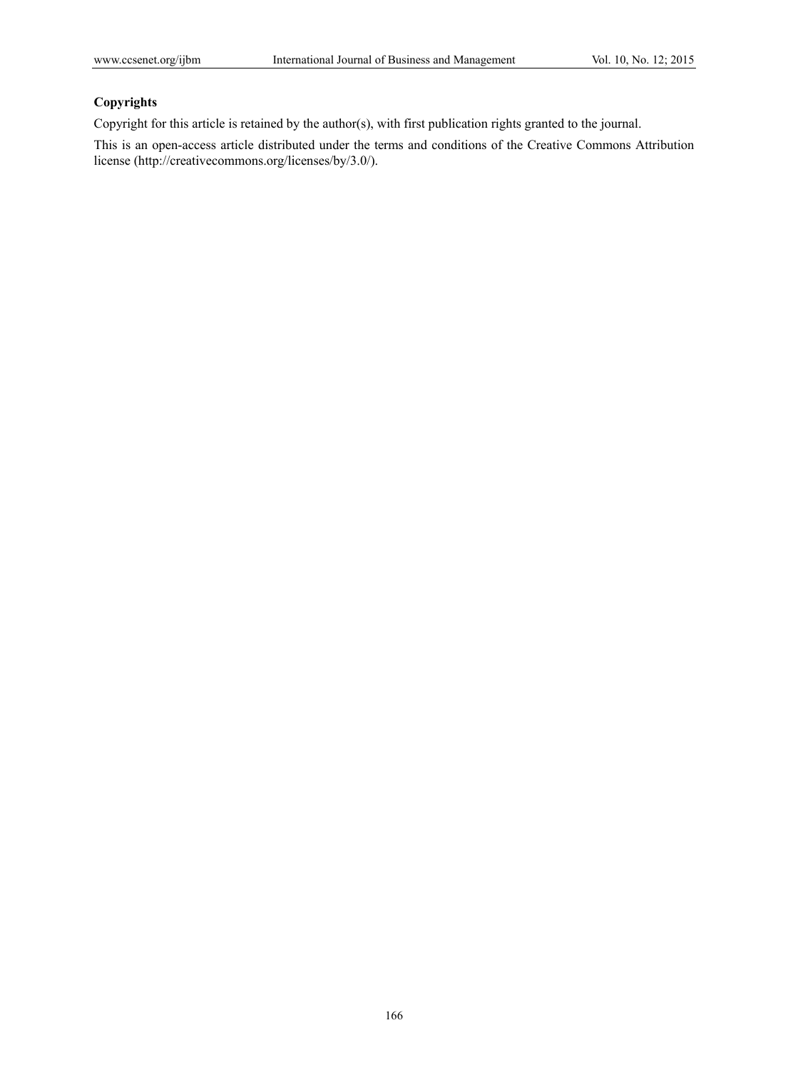**Copyrights**

Copyright for this article is retained by the author(s), with first publication rights granted to the journal.

This is an open-access article distributed under the terms and conditions of the Creative Commons Attribution license (http://creativecommons.org/licenses/by/3.0/).